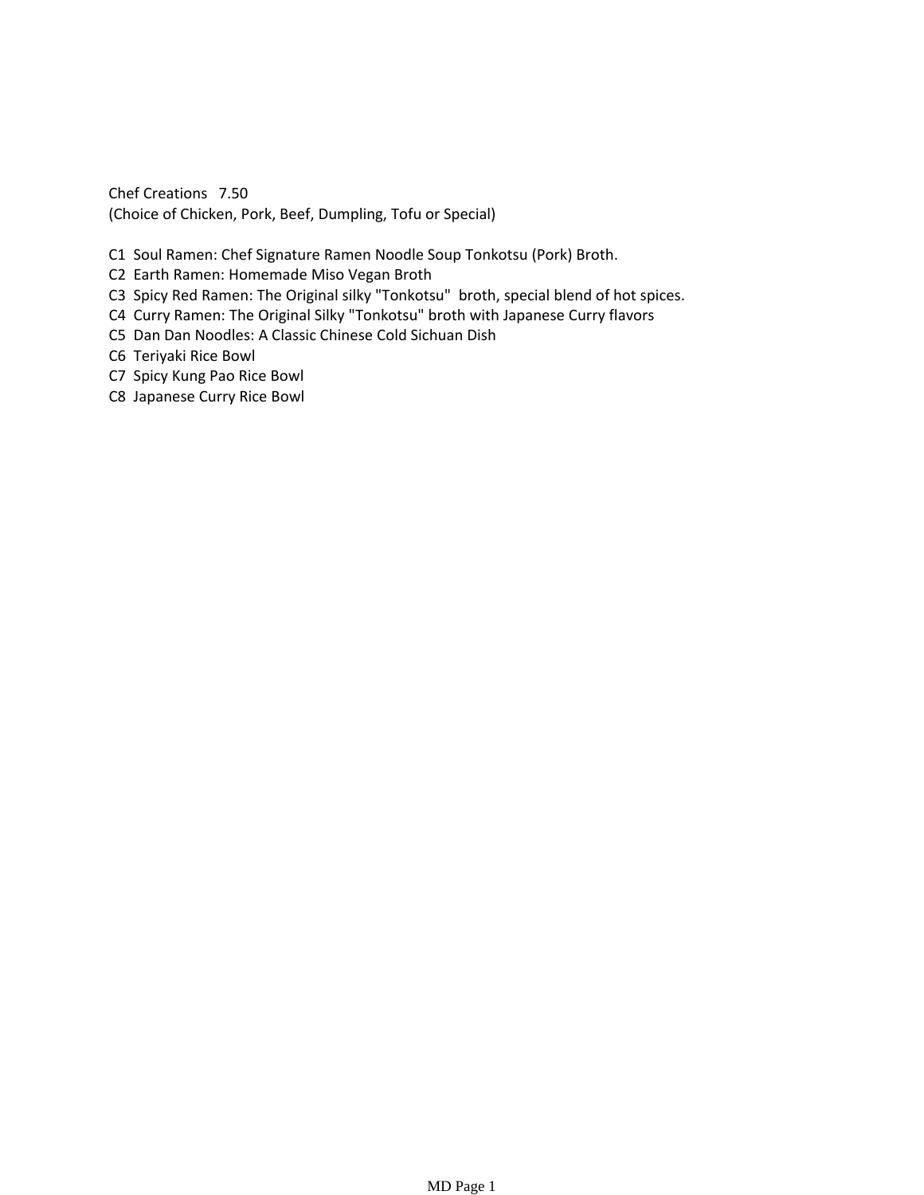Chef Creations   7.50
(Choice of Chicken, Pork, Beef, Dumpling, Tofu or Special)

C1  Soul Ramen: Chef Signature Ramen Noodle Soup Tonkotsu (Pork) Broth.
C2  Earth Ramen: Homemade Miso Vegan Broth
C3  Spicy Red Ramen: The Original silky "Tonkotsu"  broth, special blend of hot spices.
C4  Curry Ramen: The Original Silky "Tonkotsu" broth with Japanese Curry flavors
C5  Dan Dan Noodles: A Classic Chinese Cold Sichuan Dish
C6  Teriyaki Rice Bowl
C7  Spicy Kung Pao Rice Bowl
C8  Japanese Curry Rice Bowl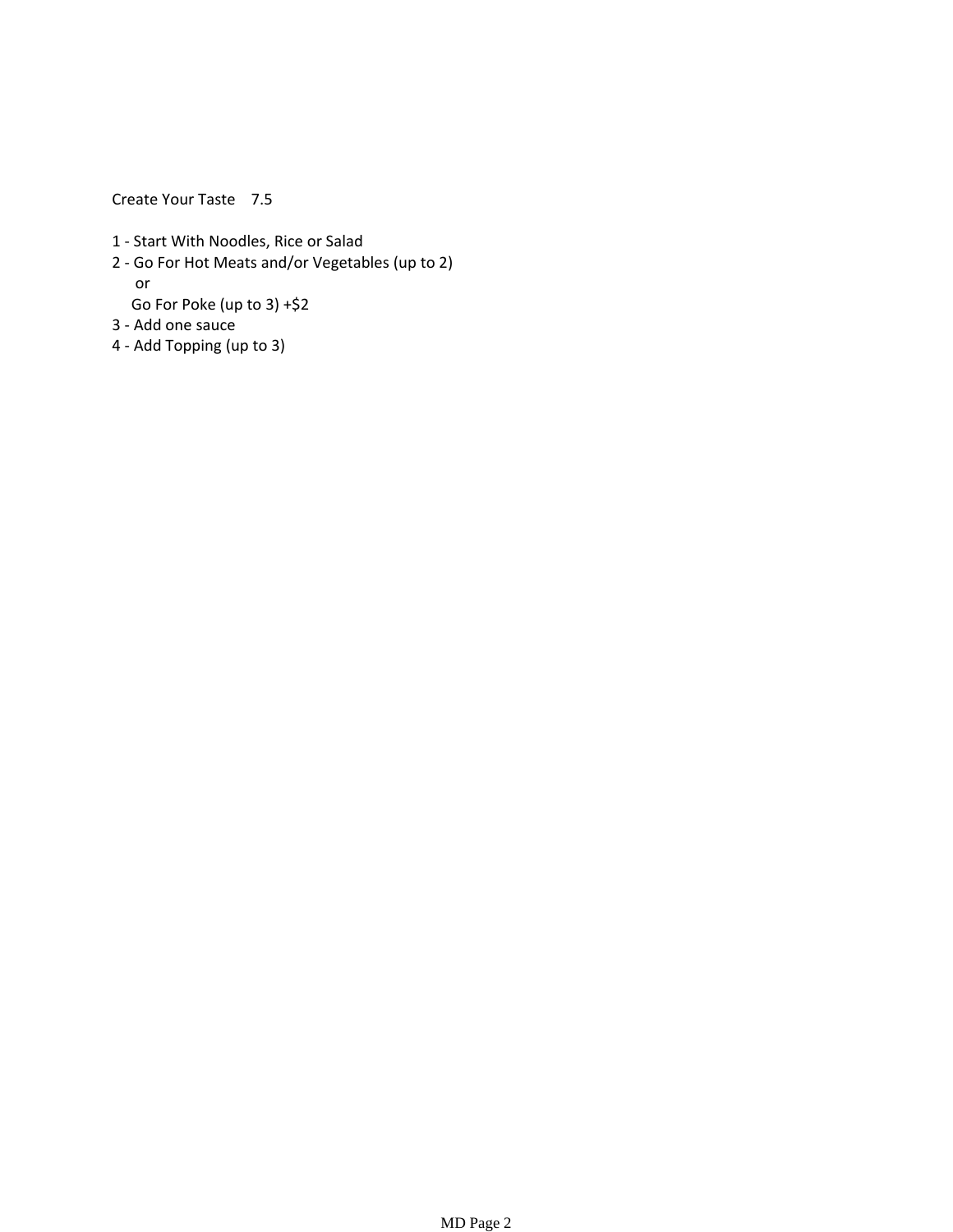Create Your Taste 7.5

1 - Start With Noodles, Rice or Salad
2 - Go For Hot Meats and/or Vegetables (up to 2)
   or
   Go For Poke (up to 3) +$2
3 - Add one sauce
4 - Add Topping (up to 3)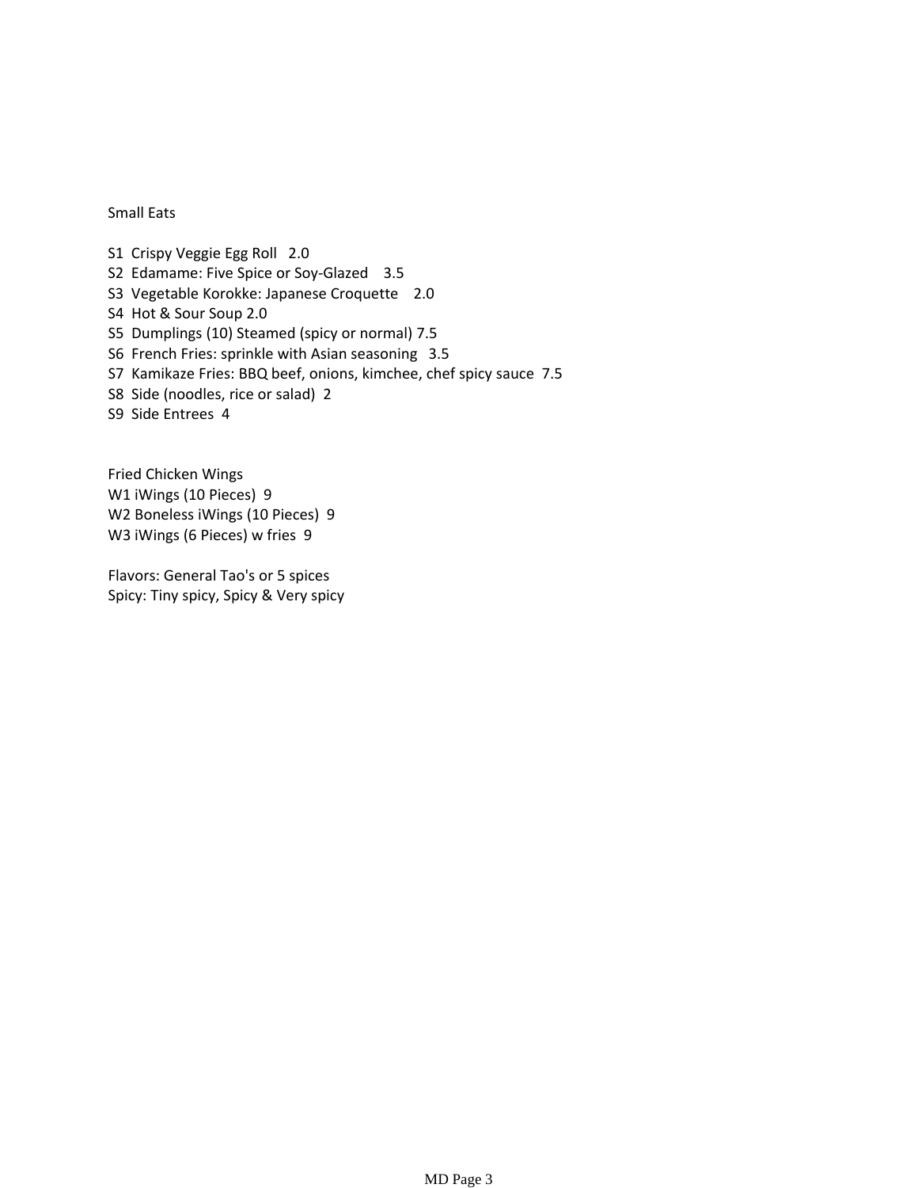## Small Eats

S1 Crispy Veggie Egg Roll 2.0
S2 Edamame: Five Spice or Soy-Glazed 3.5
S3 Vegetable Korokke: Japanese Croquette 2.0
S4 Hot & Sour Soup 2.0
S5 Dumplings (10) Steamed (spicy or normal) 7.5
S6 French Fries: sprinkle with Asian seasoning 3.5
S7 Kamikaze Fries: BBQ beef, onions, kimchee, chef spicy sauce 7.5
S8 Side (noodles, rice or salad) 2
S9 Side Entrees 4

## Fried Chicken Wings

W1 iWings (10 Pieces) 9
W2 Boneless iWings (10 Pieces) 9
W3 iWings (6 Pieces) w fries 9

Flavors: General Tao's or 5 spices
Spicy: Tiny spicy, Spicy & Very spicy